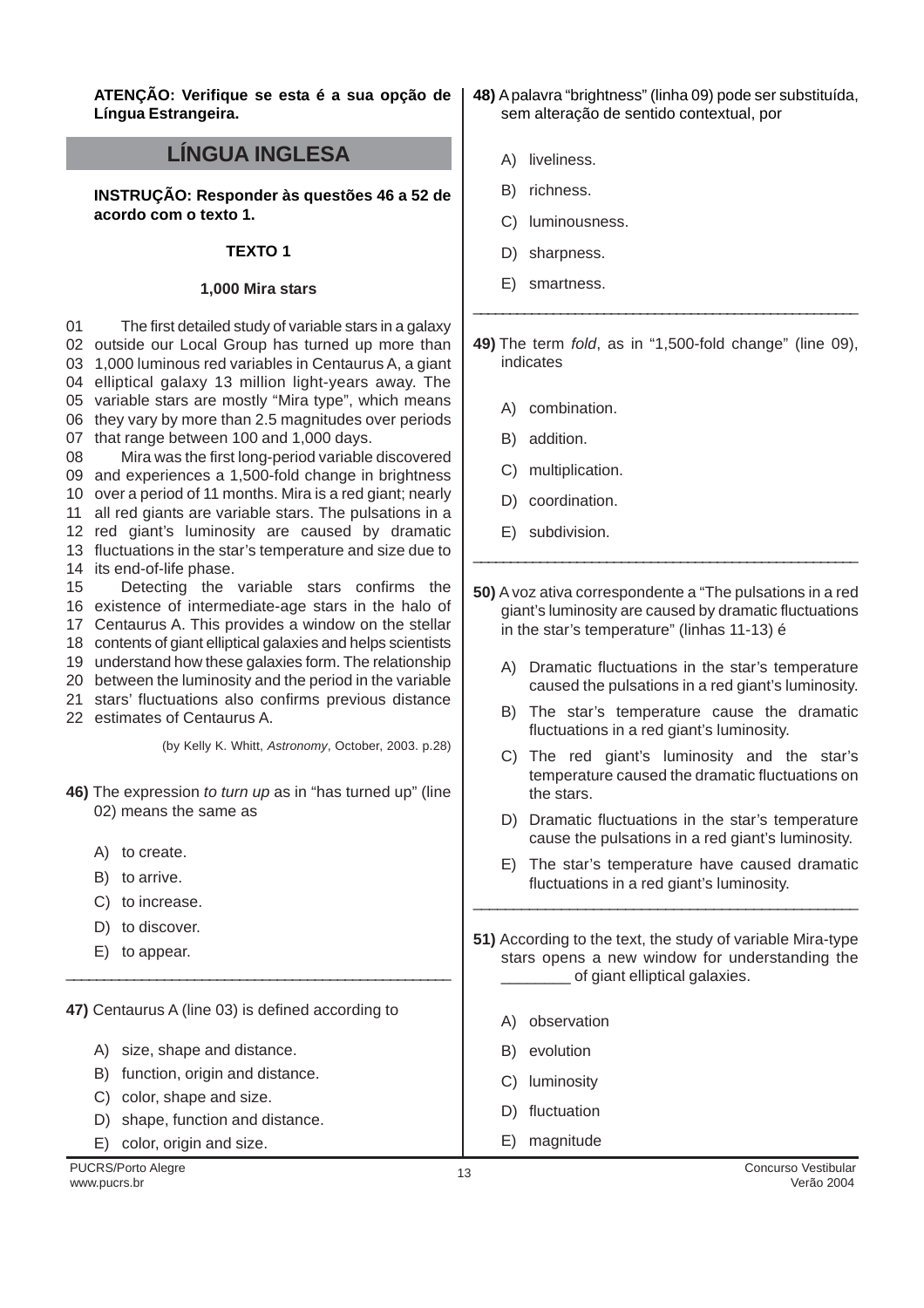**ATENÇÃO: Verifique se esta é a sua opção de Língua Estrangeira.**

# LÍNGUA INGLESA

**INSTRUÇÃO: Responder às questões 46 a 52 de acordo com o texto 1.**

**TEXTO 1**

**1,000 Mira stars**

01 The first detailed study of variable stars in a galaxy
02 outside our Local Group has turned up more than
03 1,000 luminous red variables in Centaurus A, a giant
04 elliptical galaxy 13 million light-years away. The
05 variable stars are mostly "Mira type", which means
06 they vary by more than 2.5 magnitudes over periods
07 that range between 100 and 1,000 days.
08 Mira was the first long-period variable discovered
09 and experiences a 1,500-fold change in brightness
10 over a period of 11 months. Mira is a red giant; nearly
11 all red giants are variable stars. The pulsations in a
12 red giant's luminosity are caused by dramatic
13 fluctuations in the star's temperature and size due to
14 its end-of-life phase.
15 Detecting the variable stars confirms the
16 existence of intermediate-age stars in the halo of
17 Centaurus A. This provides a window on the stellar
18 contents of giant elliptical galaxies and helps scientists
19 understand how these galaxies form. The relationship
20 between the luminosity and the period in the variable
21 stars' fluctuations also confirms previous distance
22 estimates of Centaurus A.

(by Kelly K. Whitt, *Astronomy*, October, 2003. p.28)

**46)** The expression *to turn up* as in "has turned up" (line 02) means the same as

A) to create.
B) to arrive.
C) to increase.
D) to discover.
E) to appear.

---

**47)** Centaurus A (line 03) is defined according to

A) size, shape and distance.
B) function, origin and distance.
C) color, shape and size.
D) shape, function and distance.
E) color, origin and size.

---

**48)** A palavra "brightness" (linha 09) pode ser substituída, sem alteração de sentido contextual, por

A) liveliness.
B) richness.
C) luminousness.
D) sharpness.
E) smartness.

---

**49)** The term *fold*, as in "1,500-fold change" (line 09), indicates

A) combination.
B) addition.
C) multiplication.
D) coordination.
E) subdivision.

---

**50)** A voz ativa correspondente a "The pulsations in a red giant's luminosity are caused by dramatic fluctuations in the star's temperature" (linhas 11-13) é

A) Dramatic fluctuations in the star's temperature caused the pulsations in a red giant's luminosity.
B) The star's temperature cause the dramatic fluctuations in a red giant's luminosity.
C) The red giant's luminosity and the star's temperature caused the dramatic fluctuations on the stars.
D) Dramatic fluctuations in the star's temperature cause the pulsations in a red giant's luminosity.
E) The star's temperature have caused dramatic fluctuations in a red giant's luminosity.

---

**51)** According to the text, the study of variable Mira-type stars opens a new window for understanding the ________ of giant elliptical galaxies.

A) observation
B) evolution
C) luminosity
D) fluctuation
E) magnitude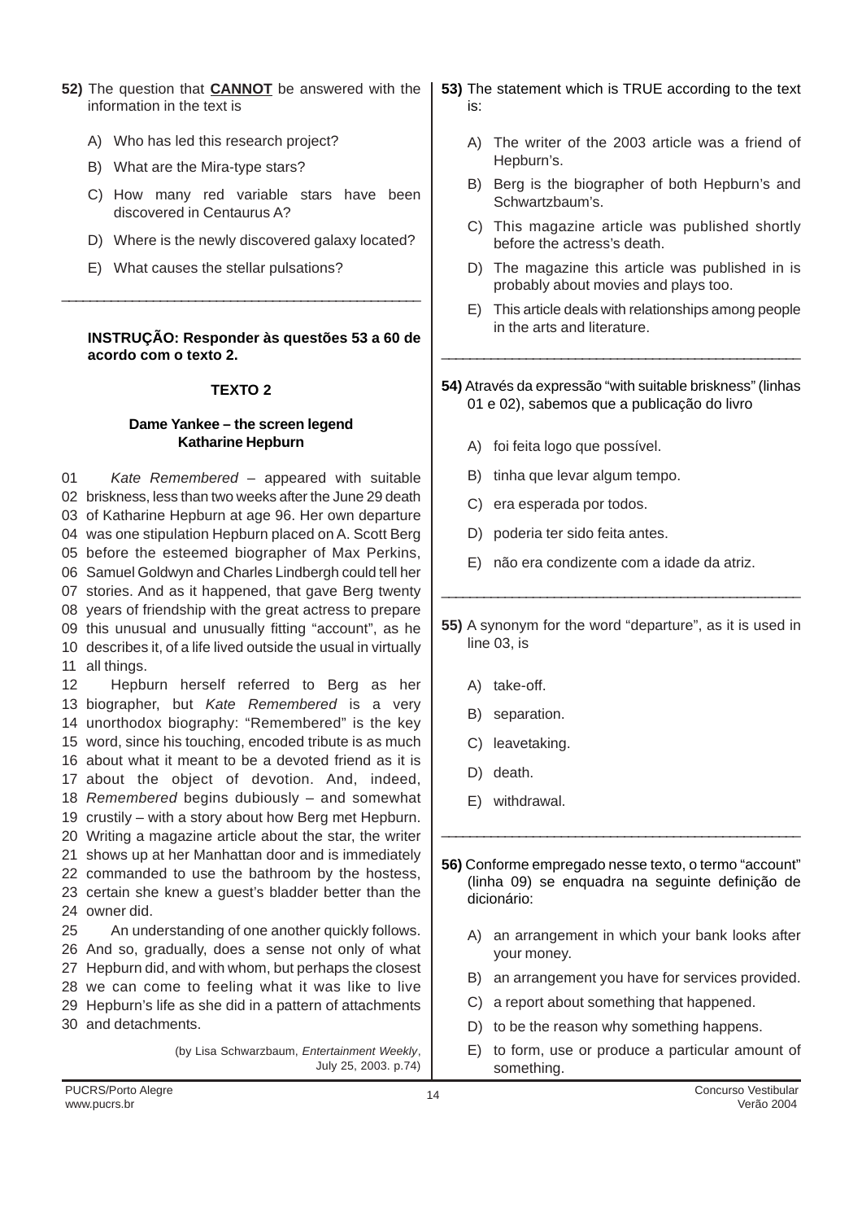**52)** The question that **CANNOT** be answered with the information in the text is

A) Who has led this research project?

B) What are the Mira-type stars?

C) How many red variable stars have been discovered in Centaurus A?

D) Where is the newly discovered galaxy located?

E) What causes the stellar pulsations?

---

**INSTRUÇÃO: Responder às questões 53 a 60 de acordo com o texto 2.**

### TEXTO 2

#### Dame Yankee – the screen legend Katharine Hepburn

01 *Kate Remembered* – appeared with suitable
02 briskness, less than two weeks after the June 29 death
03 of Katharine Hepburn at age 96. Her own departure
04 was one stipulation Hepburn placed on A. Scott Berg
05 before the esteemed biographer of Max Perkins,
06 Samuel Goldwyn and Charles Lindbergh could tell her
07 stories. And as it happened, that gave Berg twenty
08 years of friendship with the great actress to prepare
09 this unusual and unusually fitting "account", as he
10 describes it, of a life lived outside the usual in virtually
11 all things.
12 Hepburn herself referred to Berg as her
13 biographer, but *Kate Remembered* is a very
14 unorthodox biography: "Remembered" is the key
15 word, since his touching, encoded tribute is as much
16 about what it meant to be a devoted friend as it is
17 about the object of devotion. And, indeed,
18 *Remembered* begins dubiously – and somewhat
19 crustily – with a story about how Berg met Hepburn.
20 Writing a magazine article about the star, the writer
21 shows up at her Manhattan door and is immediately
22 commanded to use the bathroom by the hostess,
23 certain she knew a guest's bladder better than the
24 owner did.
25 An understanding of one another quickly follows.
26 And so, gradually, does a sense not only of what
27 Hepburn did, and with whom, but perhaps the closest
28 we can come to feeling what it was like to live
29 Hepburn's life as she did in a pattern of attachments
30 and detachments.

(by Lisa Schwarzbaum, *Entertainment Weekly*, July 25, 2003. p.74)

**53)** The statement which is TRUE according to the text is:

A) The writer of the 2003 article was a friend of Hepburn's.

B) Berg is the biographer of both Hepburn's and Schwartzbaum's.

C) This magazine article was published shortly before the actress's death.

D) The magazine this article was published in is probably about movies and plays too.

E) This article deals with relationships among people in the arts and literature.

---

**54)** Através da expressão "with suitable briskness" (linhas 01 e 02), sabemos que a publicação do livro

A) foi feita logo que possível.

B) tinha que levar algum tempo.

C) era esperada por todos.

D) poderia ter sido feita antes.

E) não era condizente com a idade da atriz.

---

**55)** A synonym for the word "departure", as it is used in line 03, is

A) take-off.

B) separation.

C) leavetaking.

D) death.

E) withdrawal.

---

**56)** Conforme empregado nesse texto, o termo "account" (linha 09) se enquadra na seguinte definição de dicionário:

A) an arrangement in which your bank looks after your money.

B) an arrangement you have for services provided.

C) a report about something that happened.

D) to be the reason why something happens.

E) to form, use or produce a particular amount of something.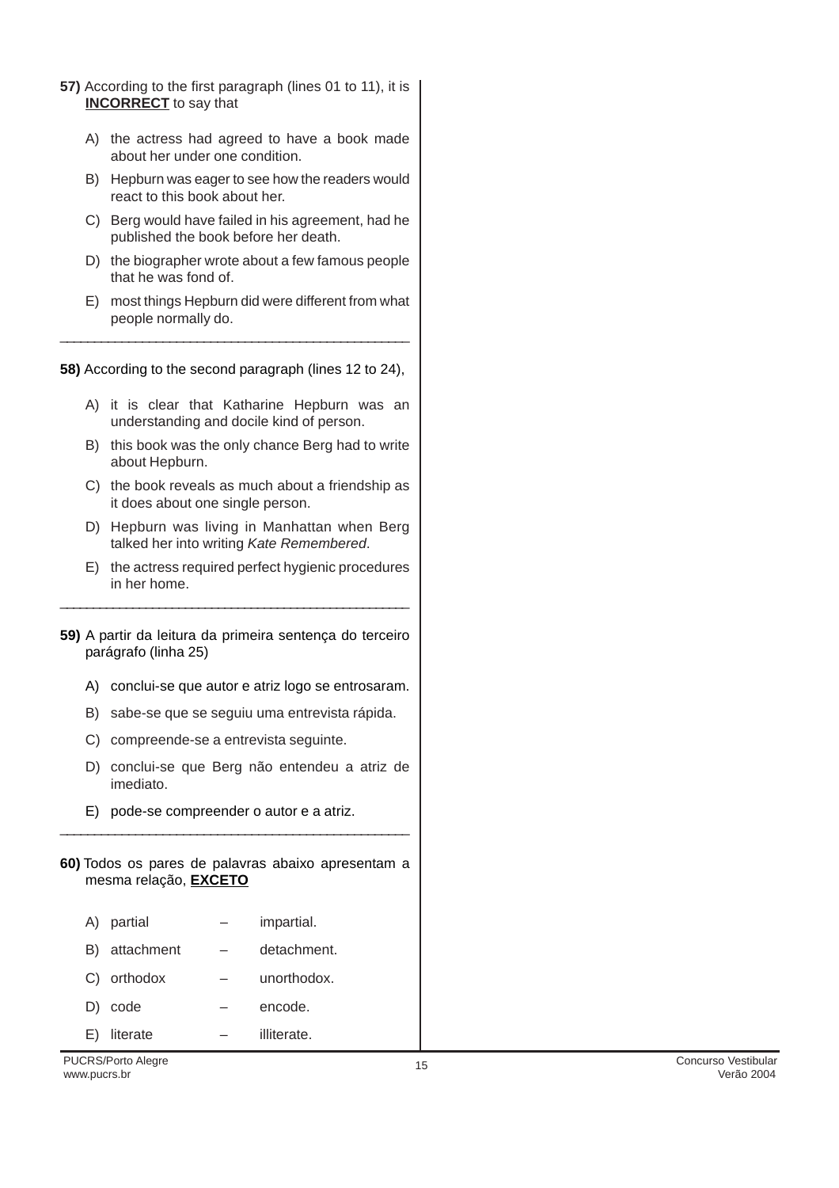**57)** According to the first paragraph (lines 01 to 11), it is **INCORRECT** to say that

A) the actress had agreed to have a book made about her under one condition.

B) Hepburn was eager to see how the readers would react to this book about her.

C) Berg would have failed in his agreement, had he published the book before her death.

D) the biographer wrote about a few famous people that he was fond of.

E) most things Hepburn did were different from what people normally do.

---

**58)** According to the second paragraph (lines 12 to 24),

A) it is clear that Katharine Hepburn was an understanding and docile kind of person.

B) this book was the only chance Berg had to write about Hepburn.

C) the book reveals as much about a friendship as it does about one single person.

D) Hepburn was living in Manhattan when Berg talked her into writing *Kate Remembered*.

E) the actress required perfect hygienic procedures in her home.

---

**59)** A partir da leitura da primeira sentença do terceiro parágrafo (linha 25)

A) conclui-se que autor e atriz logo se entrosaram.

B) sabe-se que se seguiu uma entrevista rápida.

C) compreende-se a entrevista seguinte.

D) conclui-se que Berg não entendeu a atriz de imediato.

E) pode-se compreender o autor e a atriz.

---

**60)** Todos os pares de palavras abaixo apresentam a mesma relação, **EXCETO**

A) partial – impartial.

B) attachment – detachment.

C) orthodox – unorthodox.

D) code – encode.

E) literate – illiterate.